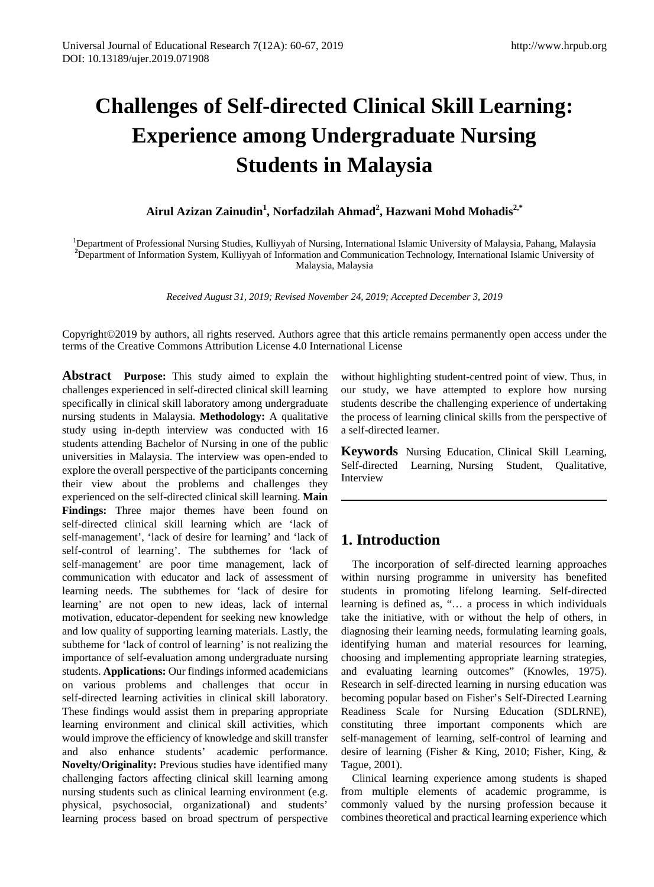# Challenges of Self-directed Clinical Skill Learning: Experience among Undergraduate Nursing Students in Malaysia

**Airul Azizan Zainudin[1], Norfadzilah Ahmad[2], Hazwani Mohd Mohadis[2,*]**

[1]Department of Professional Nursing Studies, Kulliyyah of Nursing, International Islamic University of Malaysia, Pahang, Malaysia
[2]Department of Information System, Kulliyyah of Information and Communication Technology, International Islamic University of Malaysia, Malaysia

*Received August 31, 2019; Revised November 24, 2019; Accepted December 3, 2019*

Copyright©2019 by authors, all rights reserved. Authors agree that this article remains permanently open access under the terms of the Creative Commons Attribution License 4.0 International License

**Abstract** **Purpose:** This study aimed to explain the challenges experienced in self-directed clinical skill learning specifically in clinical skill laboratory among undergraduate nursing students in Malaysia. **Methodology:** A qualitative study using in-depth interview was conducted with 16 students attending Bachelor of Nursing in one of the public universities in Malaysia. The interview was open-ended to explore the overall perspective of the participants concerning their view about the problems and challenges they experienced on the self-directed clinical skill learning. **Main Findings:** Three major themes have been found on self-directed clinical skill learning which are 'lack of self-management', 'lack of desire for learning' and 'lack of self-control of learning'. The subthemes for 'lack of self-management' are poor time management, lack of communication with educator and lack of assessment of learning needs. The subthemes for 'lack of desire for learning' are not open to new ideas, lack of internal motivation, educator-dependent for seeking new knowledge and low quality of supporting learning materials. Lastly, the subtheme for 'lack of control of learning' is not realizing the importance of self-evaluation among undergraduate nursing students. **Applications:** Our findings informed academicians on various problems and challenges that occur in self-directed learning activities in clinical skill laboratory. These findings would assist them in preparing appropriate learning environment and clinical skill activities, which would improve the efficiency of knowledge and skill transfer and also enhance students' academic performance. **Novelty/Originality:** Previous studies have identified many challenging factors affecting clinical skill learning among nursing students such as clinical learning environment (e.g. physical, psychosocial, organizational) and students' learning process based on broad spectrum of perspective without highlighting student-centred point of view. Thus, in our study, we have attempted to explore how nursing students describe the challenging experience of undertaking the process of learning clinical skills from the perspective of a self-directed learner.

**Keywords** Nursing Education, Clinical Skill Learning, Self-directed Learning, Nursing Student, Qualitative, Interview

## 1. Introduction

The incorporation of self-directed learning approaches within nursing programme in university has benefited students in promoting lifelong learning. Self-directed learning is defined as, "… a process in which individuals take the initiative, with or without the help of others, in diagnosing their learning needs, formulating learning goals, identifying human and material resources for learning, choosing and implementing appropriate learning strategies, and evaluating learning outcomes" (Knowles, 1975). Research in self-directed learning in nursing education was becoming popular based on Fisher's Self-Directed Learning Readiness Scale for Nursing Education (SDLRNE), constituting three important components which are self-management of learning, self-control of learning and desire of learning (Fisher & King, 2010; Fisher, King, & Tague, 2001).

Clinical learning experience among students is shaped from multiple elements of academic programme, is commonly valued by the nursing profession because it combines theoretical and practical learning experience which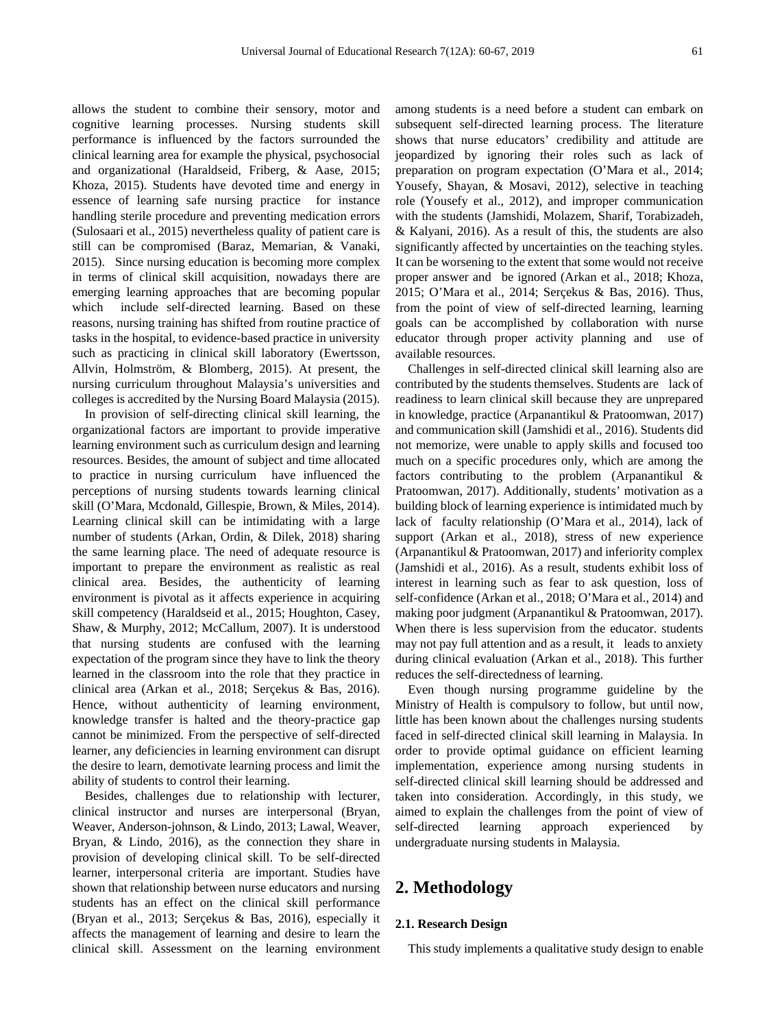allows the student to combine their sensory, motor and cognitive learning processes. Nursing students skill performance is influenced by the factors surrounded the clinical learning area for example the physical, psychosocial and organizational (Haraldseid, Friberg, & Aase, 2015; Khoza, 2015). Students have devoted time and energy in essence of learning safe nursing practice for instance handling sterile procedure and preventing medication errors (Sulosaari et al., 2015) nevertheless quality of patient care is still can be compromised (Baraz, Memarian, & Vanaki, 2015). Since nursing education is becoming more complex in terms of clinical skill acquisition, nowadays there are emerging learning approaches that are becoming popular which include self-directed learning. Based on these reasons, nursing training has shifted from routine practice of tasks in the hospital, to evidence-based practice in university such as practicing in clinical skill laboratory (Ewertsson, Allvin, Holmström, & Blomberg, 2015). At present, the nursing curriculum throughout Malaysia's universities and colleges is accredited by the Nursing Board Malaysia (2015).

In provision of self-directing clinical skill learning, the organizational factors are important to provide imperative learning environment such as curriculum design and learning resources. Besides, the amount of subject and time allocated to practice in nursing curriculum have influenced the perceptions of nursing students towards learning clinical skill (O'Mara, Mcdonald, Gillespie, Brown, & Miles, 2014). Learning clinical skill can be intimidating with a large number of students (Arkan, Ordin, & Dilek, 2018) sharing the same learning place. The need of adequate resource is important to prepare the environment as realistic as real clinical area. Besides, the authenticity of learning environment is pivotal as it affects experience in acquiring skill competency (Haraldseid et al., 2015; Houghton, Casey, Shaw, & Murphy, 2012; McCallum, 2007). It is understood that nursing students are confused with the learning expectation of the program since they have to link the theory learned in the classroom into the role that they practice in clinical area (Arkan et al., 2018; Serçekus & Bas, 2016). Hence, without authenticity of learning environment, knowledge transfer is halted and the theory-practice gap cannot be minimized. From the perspective of self-directed learner, any deficiencies in learning environment can disrupt the desire to learn, demotivate learning process and limit the ability of students to control their learning.

Besides, challenges due to relationship with lecturer, clinical instructor and nurses are interpersonal (Bryan, Weaver, Anderson-johnson, & Lindo, 2013; Lawal, Weaver, Bryan, & Lindo, 2016), as the connection they share in provision of developing clinical skill. To be self-directed learner, interpersonal criteria are important. Studies have shown that relationship between nurse educators and nursing students has an effect on the clinical skill performance (Bryan et al., 2013; Serçekus & Bas, 2016), especially it affects the management of learning and desire to learn the clinical skill. Assessment on the learning environment among students is a need before a student can embark on subsequent self-directed learning process. The literature shows that nurse educators' credibility and attitude are jeopardized by ignoring their roles such as lack of preparation on program expectation (O'Mara et al., 2014; Yousefy, Shayan, & Mosavi, 2012), selective in teaching role (Yousefy et al., 2012), and improper communication with the students (Jamshidi, Molazem, Sharif, Torabizadeh, & Kalyani, 2016). As a result of this, the students are also significantly affected by uncertainties on the teaching styles. It can be worsening to the extent that some would not receive proper answer and be ignored (Arkan et al., 2018; Khoza, 2015; O'Mara et al., 2014; Serçekus & Bas, 2016). Thus, from the point of view of self-directed learning, learning goals can be accomplished by collaboration with nurse educator through proper activity planning and use of available resources.

Challenges in self-directed clinical skill learning also are contributed by the students themselves. Students are lack of readiness to learn clinical skill because they are unprepared in knowledge, practice (Arpanantikul & Pratoomwan, 2017) and communication skill (Jamshidi et al., 2016). Students did not memorize, were unable to apply skills and focused too much on a specific procedures only, which are among the factors contributing to the problem (Arpanantikul & Pratoomwan, 2017). Additionally, students' motivation as a building block of learning experience is intimidated much by lack of faculty relationship (O'Mara et al., 2014), lack of support (Arkan et al., 2018), stress of new experience (Arpanantikul & Pratoomwan, 2017) and inferiority complex (Jamshidi et al., 2016). As a result, students exhibit loss of interest in learning such as fear to ask question, loss of self-confidence (Arkan et al., 2018; O'Mara et al., 2014) and making poor judgment (Arpanantikul & Pratoomwan, 2017). When there is less supervision from the educator. students may not pay full attention and as a result, it leads to anxiety during clinical evaluation (Arkan et al., 2018). This further reduces the self-directedness of learning.

Even though nursing programme guideline by the Ministry of Health is compulsory to follow, but until now, little has been known about the challenges nursing students faced in self-directed clinical skill learning in Malaysia. In order to provide optimal guidance on efficient learning implementation, experience among nursing students in self-directed clinical skill learning should be addressed and taken into consideration. Accordingly, in this study, we aimed to explain the challenges from the point of view of self-directed learning approach experienced by undergraduate nursing students in Malaysia.

## 2. Methodology

### 2.1. Research Design

This study implements a qualitative study design to enable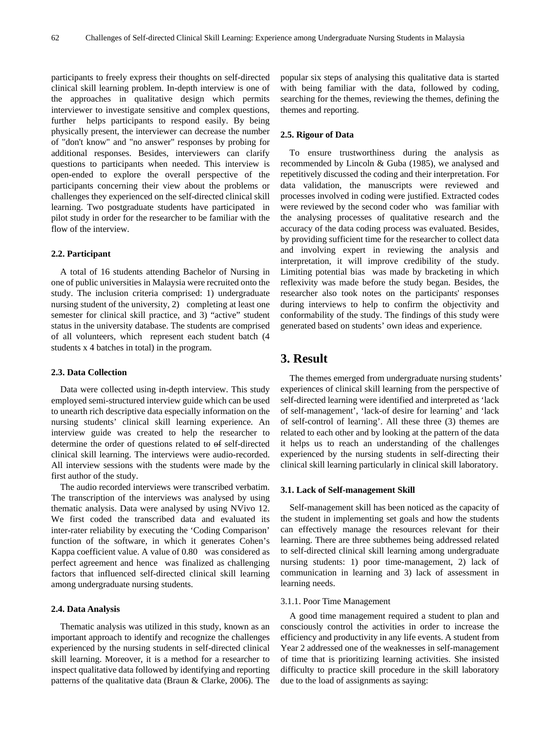participants to freely express their thoughts on self-directed clinical skill learning problem. In-depth interview is one of the approaches in qualitative design which permits interviewer to investigate sensitive and complex questions, further helps participants to respond easily. By being physically present, the interviewer can decrease the number of "don't know" and "no answer" responses by probing for additional responses. Besides, interviewers can clarify questions to participants when needed. This interview is open-ended to explore the overall perspective of the participants concerning their view about the problems or challenges they experienced on the self-directed clinical skill learning. Two postgraduate students have participated in pilot study in order for the researcher to be familiar with the flow of the interview.

### 2.2. Participant

A total of 16 students attending Bachelor of Nursing in one of public universities in Malaysia were recruited onto the study. The inclusion criteria comprised: 1) undergraduate nursing student of the university, 2) completing at least one semester for clinical skill practice, and 3) "active" student status in the university database. The students are comprised of all volunteers, which represent each student batch (4 students x 4 batches in total) in the program.

### 2.3. Data Collection

Data were collected using in-depth interview. This study employed semi-structured interview guide which can be used to unearth rich descriptive data especially information on the nursing students' clinical skill learning experience. An interview guide was created to help the researcher to determine the order of questions related to ~~of~~ self-directed clinical skill learning. The interviews were audio-recorded. All interview sessions with the students were made by the first author of the study.

The audio recorded interviews were transcribed verbatim. The transcription of the interviews was analysed by using thematic analysis. Data were analysed by using NVivo 12. We first coded the transcribed data and evaluated its inter-rater reliability by executing the 'Coding Comparison' function of the software, in which it generates Cohen's Kappa coefficient value. A value of 0.80 was considered as perfect agreement and hence was finalized as challenging factors that influenced self-directed clinical skill learning among undergraduate nursing students.

### 2.4. Data Analysis

Thematic analysis was utilized in this study, known as an important approach to identify and recognize the challenges experienced by the nursing students in self-directed clinical skill learning. Moreover, it is a method for a researcher to inspect qualitative data followed by identifying and reporting patterns of the qualitative data (Braun & Clarke, 2006). The popular six steps of analysing this qualitative data is started with being familiar with the data, followed by coding, searching for the themes, reviewing the themes, defining the themes and reporting.

### 2.5. Rigour of Data

To ensure trustworthiness during the analysis as recommended by Lincoln & Guba (1985), we analysed and repetitively discussed the coding and their interpretation. For data validation, the manuscripts were reviewed and processes involved in coding were justified. Extracted codes were reviewed by the second coder who was familiar with the analysing processes of qualitative research and the accuracy of the data coding process was evaluated. Besides, by providing sufficient time for the researcher to collect data and involving expert in reviewing the analysis and interpretation, it will improve credibility of the study. Limiting potential bias was made by bracketing in which reflexivity was made before the study began. Besides, the researcher also took notes on the participants' responses during interviews to help to confirm the objectivity and conformability of the study. The findings of this study were generated based on students' own ideas and experience.

## 3. Result

The themes emerged from undergraduate nursing students' experiences of clinical skill learning from the perspective of self-directed learning were identified and interpreted as 'lack of self-management', 'lack-of desire for learning' and 'lack of self-control of learning'. All these three (3) themes are related to each other and by looking at the pattern of the data it helps us to reach an understanding of the challenges experienced by the nursing students in self-directing their clinical skill learning particularly in clinical skill laboratory.

### 3.1. Lack of Self-management Skill

Self-management skill has been noticed as the capacity of the student in implementing set goals and how the students can effectively manage the resources relevant for their learning. There are three subthemes being addressed related to self-directed clinical skill learning among undergraduate nursing students: 1) poor time-management, 2) lack of communication in learning and 3) lack of assessment in learning needs.

#### 3.1.1. Poor Time Management

A good time management required a student to plan and consciously control the activities in order to increase the efficiency and productivity in any life events. A student from Year 2 addressed one of the weaknesses in self-management of time that is prioritizing learning activities. She insisted difficulty to practice skill procedure in the skill laboratory due to the load of assignments as saying: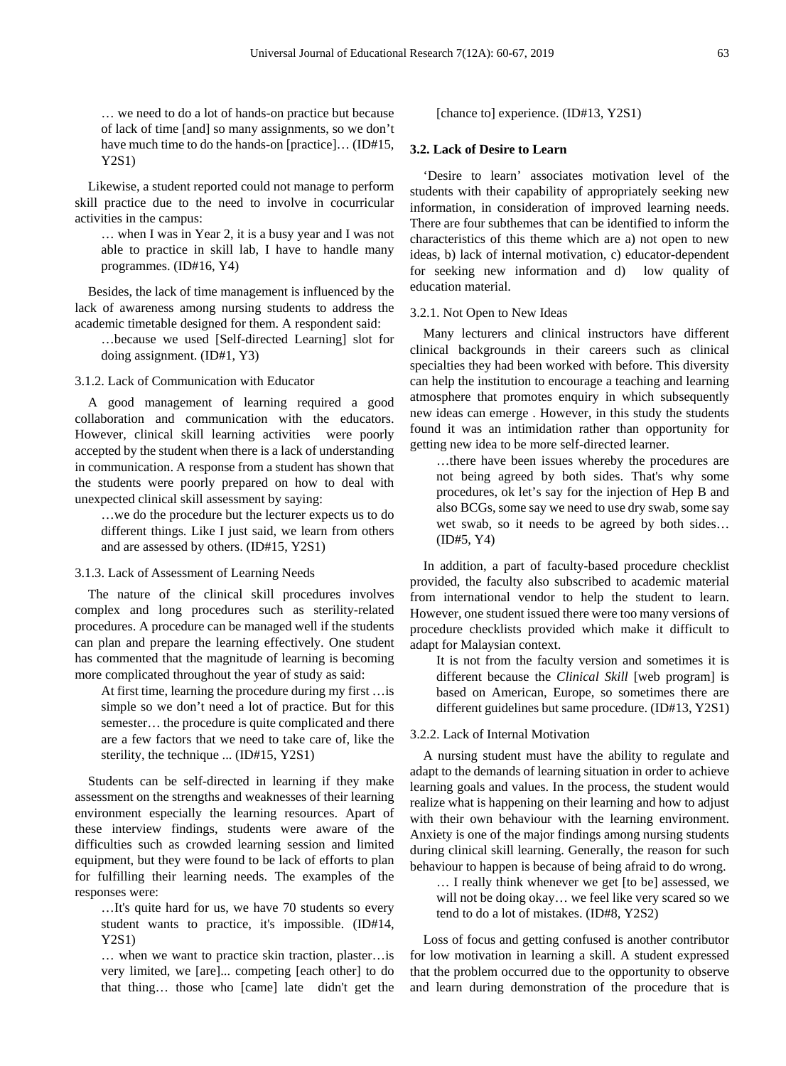… we need to do a lot of hands-on practice but because of lack of time [and] so many assignments, so we don't have much time to do the hands-on [practice]… (ID#15, Y2S1)

Likewise, a student reported could not manage to perform skill practice due to the need to involve in cocurricular activities in the campus:

… when I was in Year 2, it is a busy year and I was not able to practice in skill lab, I have to handle many programmes. (ID#16, Y4)

Besides, the lack of time management is influenced by the lack of awareness among nursing students to address the academic timetable designed for them. A respondent said:

…because we used [Self-directed Learning] slot for doing assignment. (ID#1, Y3)

#### 3.1.2. Lack of Communication with Educator

A good management of learning required a good collaboration and communication with the educators. However, clinical skill learning activities were poorly accepted by the student when there is a lack of understanding in communication. A response from a student has shown that the students were poorly prepared on how to deal with unexpected clinical skill assessment by saying:

…we do the procedure but the lecturer expects us to do different things. Like I just said, we learn from others and are assessed by others. (ID#15, Y2S1)

#### 3.1.3. Lack of Assessment of Learning Needs

The nature of the clinical skill procedures involves complex and long procedures such as sterility-related procedures. A procedure can be managed well if the students can plan and prepare the learning effectively. One student has commented that the magnitude of learning is becoming more complicated throughout the year of study as said:

At first time, learning the procedure during my first …is simple so we don't need a lot of practice. But for this semester… the procedure is quite complicated and there are a few factors that we need to take care of, like the sterility, the technique ... (ID#15, Y2S1)

Students can be self-directed in learning if they make assessment on the strengths and weaknesses of their learning environment especially the learning resources. Apart of these interview findings, students were aware of the difficulties such as crowded learning session and limited equipment, but they were found to be lack of efforts to plan for fulfilling their learning needs. The examples of the responses were:

…It's quite hard for us, we have 70 students so every student wants to practice, it's impossible. (ID#14, Y2S1)

… when we want to practice skin traction, plaster…is very limited, we [are]... competing [each other] to do that thing… those who [came] late didn't get the [chance to] experience. (ID#13, Y2S1)

### 3.2. Lack of Desire to Learn

'Desire to learn' associates motivation level of the students with their capability of appropriately seeking new information, in consideration of improved learning needs. There are four subthemes that can be identified to inform the characteristics of this theme which are a) not open to new ideas, b) lack of internal motivation, c) educator-dependent for seeking new information and d) low quality of education material.

#### 3.2.1. Not Open to New Ideas

Many lecturers and clinical instructors have different clinical backgrounds in their careers such as clinical specialties they had been worked with before. This diversity can help the institution to encourage a teaching and learning atmosphere that promotes enquiry in which subsequently new ideas can emerge . However, in this study the students found it was an intimidation rather than opportunity for getting new idea to be more self-directed learner.

…there have been issues whereby the procedures are not being agreed by both sides. That's why some procedures, ok let's say for the injection of Hep B and also BCGs, some say we need to use dry swab, some say wet swab, so it needs to be agreed by both sides… (ID#5, Y4)

In addition, a part of faculty-based procedure checklist provided, the faculty also subscribed to academic material from international vendor to help the student to learn. However, one student issued there were too many versions of procedure checklists provided which make it difficult to adapt for Malaysian context.

It is not from the faculty version and sometimes it is different because the *Clinical Skill* [web program] is based on American, Europe, so sometimes there are different guidelines but same procedure. (ID#13, Y2S1)

#### 3.2.2. Lack of Internal Motivation

A nursing student must have the ability to regulate and adapt to the demands of learning situation in order to achieve learning goals and values. In the process, the student would realize what is happening on their learning and how to adjust with their own behaviour with the learning environment. Anxiety is one of the major findings among nursing students during clinical skill learning. Generally, the reason for such behaviour to happen is because of being afraid to do wrong.

… I really think whenever we get [to be] assessed, we will not be doing okay… we feel like very scared so we tend to do a lot of mistakes. (ID#8, Y2S2)

Loss of focus and getting confused is another contributor for low motivation in learning a skill. A student expressed that the problem occurred due to the opportunity to observe and learn during demonstration of the procedure that is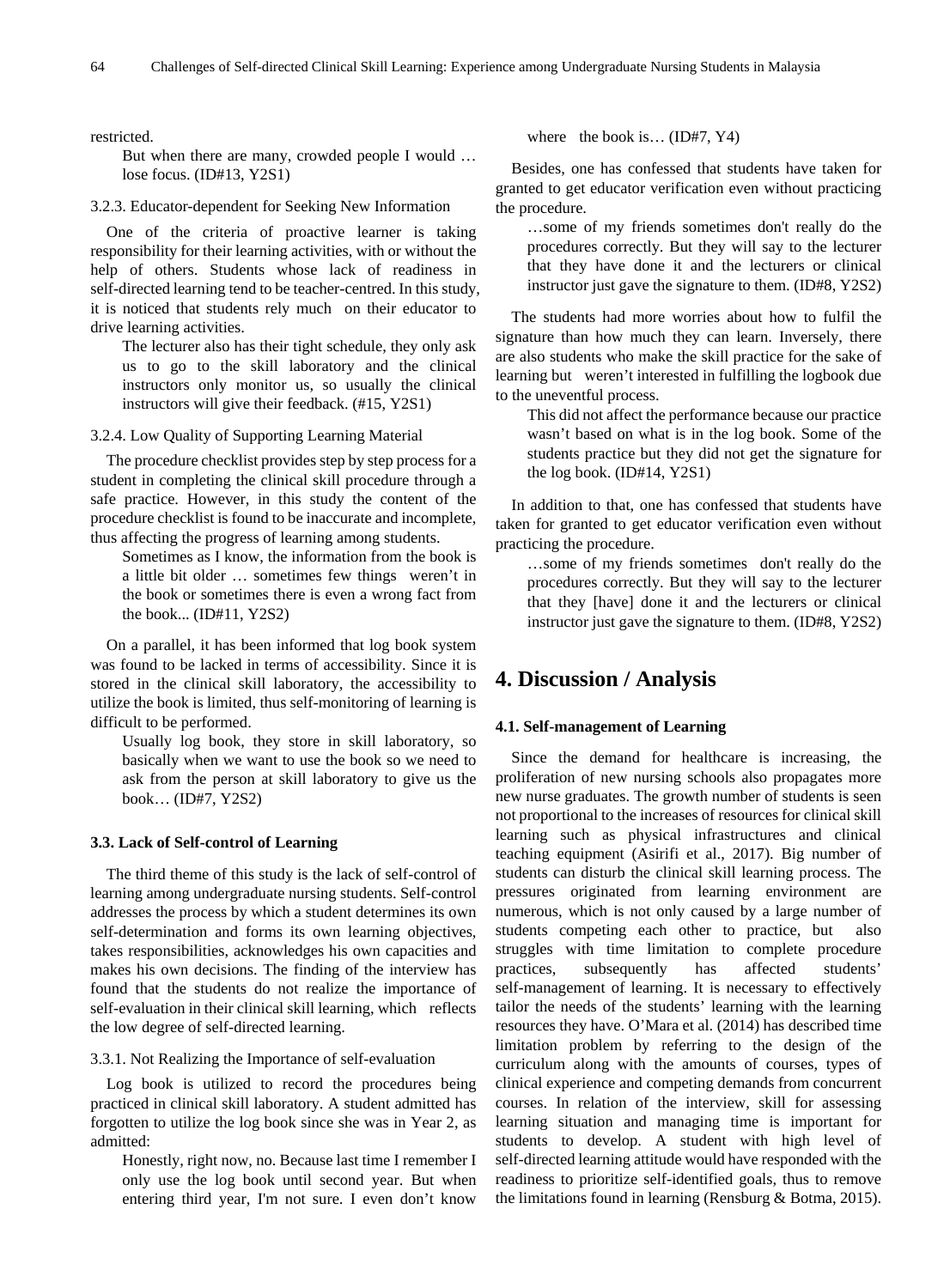restricted.

> But when there are many, crowded people I would … lose focus. (ID#13, Y2S1)

3.2.3. Educator-dependent for Seeking New Information

One of the criteria of proactive learner is taking responsibility for their learning activities, with or without the help of others. Students whose lack of readiness in self-directed learning tend to be teacher-centred. In this study, it is noticed that students rely much on their educator to drive learning activities.

> The lecturer also has their tight schedule, they only ask us to go to the skill laboratory and the clinical instructors only monitor us, so usually the clinical instructors will give their feedback. (#15, Y2S1)

3.2.4. Low Quality of Supporting Learning Material

The procedure checklist provides step by step process for a student in completing the clinical skill procedure through a safe practice. However, in this study the content of the procedure checklist is found to be inaccurate and incomplete, thus affecting the progress of learning among students.

> Sometimes as I know, the information from the book is a little bit older … sometimes few things weren't in the book or sometimes there is even a wrong fact from the book... (ID#11, Y2S2)

On a parallel, it has been informed that log book system was found to be lacked in terms of accessibility. Since it is stored in the clinical skill laboratory, the accessibility to utilize the book is limited, thus self-monitoring of learning is difficult to be performed.

> Usually log book, they store in skill laboratory, so basically when we want to use the book so we need to ask from the person at skill laboratory to give us the book… (ID#7, Y2S2)

### 3.3. Lack of Self-control of Learning

The third theme of this study is the lack of self-control of learning among undergraduate nursing students. Self-control addresses the process by which a student determines its own self-determination and forms its own learning objectives, takes responsibilities, acknowledges his own capacities and makes his own decisions. The finding of the interview has found that the students do not realize the importance of self-evaluation in their clinical skill learning, which reflects the low degree of self-directed learning.

3.3.1. Not Realizing the Importance of self-evaluation

Log book is utilized to record the procedures being practiced in clinical skill laboratory. A student admitted has forgotten to utilize the log book since she was in Year 2, as admitted:

> Honestly, right now, no. Because last time I remember I only use the log book until second year. But when entering third year, I'm not sure. I even don't know where the book is… (ID#7, Y4)

Besides, one has confessed that students have taken for granted to get educator verification even without practicing the procedure.

> …some of my friends sometimes don't really do the procedures correctly. But they will say to the lecturer that they have done it and the lecturers or clinical instructor just gave the signature to them. (ID#8, Y2S2)

The students had more worries about how to fulfil the signature than how much they can learn. Inversely, there are also students who make the skill practice for the sake of learning but weren't interested in fulfilling the logbook due to the uneventful process.

> This did not affect the performance because our practice wasn't based on what is in the log book. Some of the students practice but they did not get the signature for the log book. (ID#14, Y2S1)

In addition to that, one has confessed that students have taken for granted to get educator verification even without practicing the procedure.

> …some of my friends sometimes don't really do the procedures correctly. But they will say to the lecturer that they [have] done it and the lecturers or clinical instructor just gave the signature to them. (ID#8, Y2S2)

## 4. Discussion / Analysis

### 4.1. Self-management of Learning

Since the demand for healthcare is increasing, the proliferation of new nursing schools also propagates more new nurse graduates. The growth number of students is seen not proportional to the increases of resources for clinical skill learning such as physical infrastructures and clinical teaching equipment (Asirifi et al., 2017). Big number of students can disturb the clinical skill learning process. The pressures originated from learning environment are numerous, which is not only caused by a large number of students competing each other to practice, but also struggles with time limitation to complete procedure practices, subsequently has affected students' self-management of learning. It is necessary to effectively tailor the needs of the students' learning with the learning resources they have. O'Mara et al. (2014) has described time limitation problem by referring to the design of the curriculum along with the amounts of courses, types of clinical experience and competing demands from concurrent courses. In relation of the interview, skill for assessing learning situation and managing time is important for students to develop. A student with high level of self-directed learning attitude would have responded with the readiness to prioritize self-identified goals, thus to remove the limitations found in learning (Rensburg & Botma, 2015).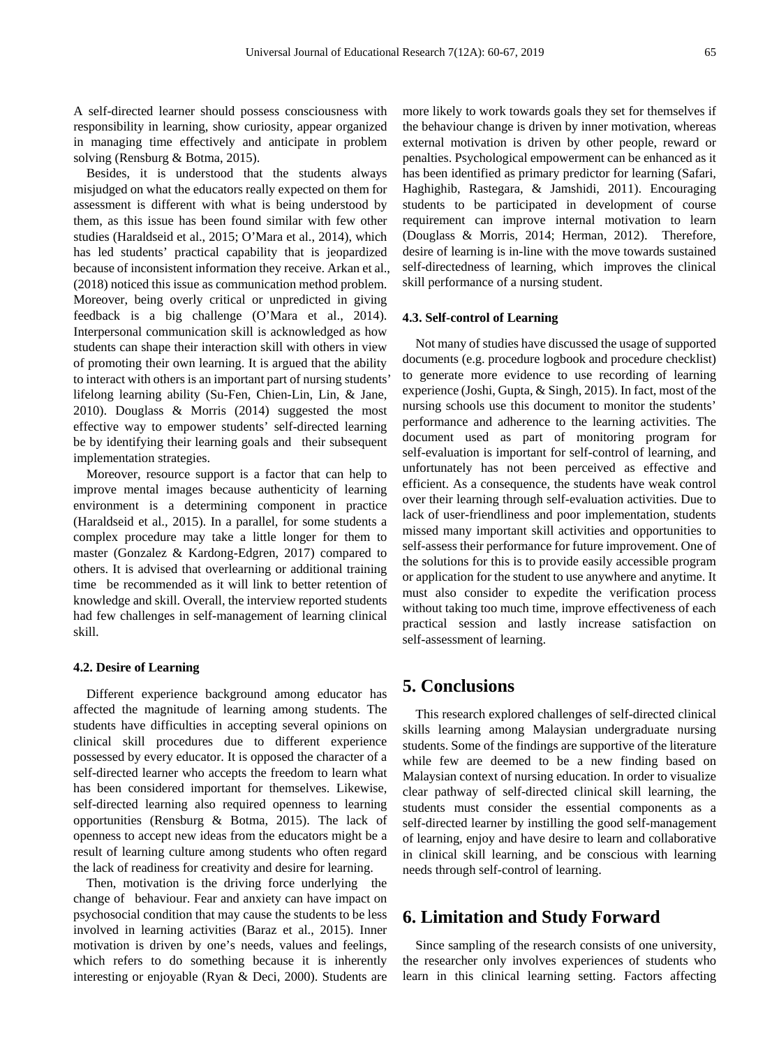A self-directed learner should possess consciousness with responsibility in learning, show curiosity, appear organized in managing time effectively and anticipate in problem solving (Rensburg & Botma, 2015).

Besides, it is understood that the students always misjudged on what the educators really expected on them for assessment is different with what is being understood by them, as this issue has been found similar with few other studies (Haraldseid et al., 2015; O'Mara et al., 2014), which has led students' practical capability that is jeopardized because of inconsistent information they receive. Arkan et al., (2018) noticed this issue as communication method problem. Moreover, being overly critical or unpredicted in giving feedback is a big challenge (O'Mara et al., 2014). Interpersonal communication skill is acknowledged as how students can shape their interaction skill with others in view of promoting their own learning. It is argued that the ability to interact with others is an important part of nursing students' lifelong learning ability (Su-Fen, Chien-Lin, Lin, & Jane, 2010). Douglass & Morris (2014) suggested the most effective way to empower students' self-directed learning be by identifying their learning goals and their subsequent implementation strategies.

Moreover, resource support is a factor that can help to improve mental images because authenticity of learning environment is a determining component in practice (Haraldseid et al., 2015). In a parallel, for some students a complex procedure may take a little longer for them to master (Gonzalez & Kardong-Edgren, 2017) compared to others. It is advised that overlearning or additional training time be recommended as it will link to better retention of knowledge and skill. Overall, the interview reported students had few challenges in self-management of learning clinical skill.

### 4.2. Desire of Learning

Different experience background among educator has affected the magnitude of learning among students. The students have difficulties in accepting several opinions on clinical skill procedures due to different experience possessed by every educator. It is opposed the character of a self-directed learner who accepts the freedom to learn what has been considered important for themselves. Likewise, self-directed learning also required openness to learning opportunities (Rensburg & Botma, 2015). The lack of openness to accept new ideas from the educators might be a result of learning culture among students who often regard the lack of readiness for creativity and desire for learning.

Then, motivation is the driving force underlying the change of behaviour. Fear and anxiety can have impact on psychosocial condition that may cause the students to be less involved in learning activities (Baraz et al., 2015). Inner motivation is driven by one's needs, values and feelings, which refers to do something because it is inherently interesting or enjoyable (Ryan & Deci, 2000). Students are more likely to work towards goals they set for themselves if the behaviour change is driven by inner motivation, whereas external motivation is driven by other people, reward or penalties. Psychological empowerment can be enhanced as it has been identified as primary predictor for learning (Safari, Haghighib, Rastegara, & Jamshidi, 2011). Encouraging students to be participated in development of course requirement can improve internal motivation to learn (Douglass & Morris, 2014; Herman, 2012). Therefore, desire of learning is in-line with the move towards sustained self-directedness of learning, which improves the clinical skill performance of a nursing student.

### 4.3. Self-control of Learning

Not many of studies have discussed the usage of supported documents (e.g. procedure logbook and procedure checklist) to generate more evidence to use recording of learning experience (Joshi, Gupta, & Singh, 2015). In fact, most of the nursing schools use this document to monitor the students' performance and adherence to the learning activities. The document used as part of monitoring program for self-evaluation is important for self-control of learning, and unfortunately has not been perceived as effective and efficient. As a consequence, the students have weak control over their learning through self-evaluation activities. Due to lack of user-friendliness and poor implementation, students missed many important skill activities and opportunities to self-assess their performance for future improvement. One of the solutions for this is to provide easily accessible program or application for the student to use anywhere and anytime. It must also consider to expedite the verification process without taking too much time, improve effectiveness of each practical session and lastly increase satisfaction on self-assessment of learning.

## 5. Conclusions

This research explored challenges of self-directed clinical skills learning among Malaysian undergraduate nursing students. Some of the findings are supportive of the literature while few are deemed to be a new finding based on Malaysian context of nursing education. In order to visualize clear pathway of self-directed clinical skill learning, the students must consider the essential components as a self-directed learner by instilling the good self-management of learning, enjoy and have desire to learn and collaborative in clinical skill learning, and be conscious with learning needs through self-control of learning.

## 6. Limitation and Study Forward

Since sampling of the research consists of one university, the researcher only involves experiences of students who learn in this clinical learning setting. Factors affecting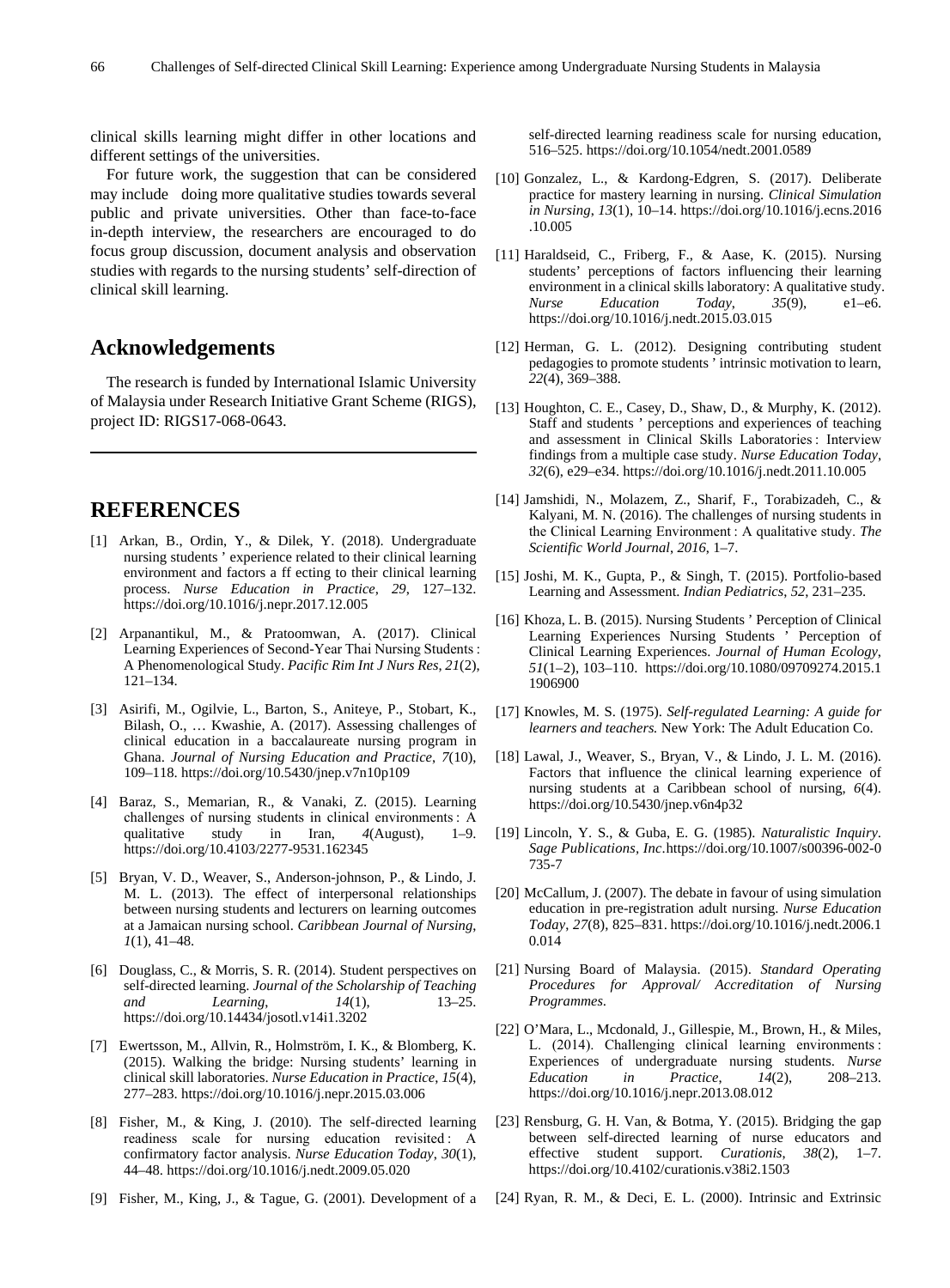clinical skills learning might differ in other locations and different settings of the universities.

For future work, the suggestion that can be considered may include doing more qualitative studies towards several public and private universities. Other than face-to-face in-depth interview, the researchers are encouraged to do focus group discussion, document analysis and observation studies with regards to the nursing students' self-direction of clinical skill learning.

## Acknowledgements

The research is funded by International Islamic University of Malaysia under Research Initiative Grant Scheme (RIGS), project ID: RIGS17-068-0643.

## REFERENCES

[1] Arkan, B., Ordin, Y., & Dilek, Y. (2018). Undergraduate nursing students ' experience related to their clinical learning environment and factors a ff ecting to their clinical learning process. *Nurse Education in Practice*, *29*, 127–132. https://doi.org/10.1016/j.nepr.2017.12.005

[2] Arpanantikul, M., & Pratoomwan, A. (2017). Clinical Learning Experiences of Second-Year Thai Nursing Students : A Phenomenological Study. *Pacific Rim Int J Nurs Res*, *21*(2), 121–134.

[3] Asirifi, M., Ogilvie, L., Barton, S., Aniteye, P., Stobart, K., Bilash, O., … Kwashie, A. (2017). Assessing challenges of clinical education in a baccalaureate nursing program in Ghana. *Journal of Nursing Education and Practice*, *7*(10), 109–118. https://doi.org/10.5430/jnep.v7n10p109

[4] Baraz, S., Memarian, R., & Vanaki, Z. (2015). Learning challenges of nursing students in clinical environments : A qualitative study in Iran, *4*(August), 1–9. https://doi.org/10.4103/2277-9531.162345

[5] Bryan, V. D., Weaver, S., Anderson-johnson, P., & Lindo, J. M. L. (2013). The effect of interpersonal relationships between nursing students and lecturers on learning outcomes at a Jamaican nursing school. *Caribbean Journal of Nursing*, *1*(1), 41–48.

[6] Douglass, C., & Morris, S. R. (2014). Student perspectives on self-directed learning. *Journal of the Scholarship of Teaching and Learning*, *14*(1), 13–25. https://doi.org/10.14434/josotl.v14i1.3202

[7] Ewertsson, M., Allvin, R., Holmström, I. K., & Blomberg, K. (2015). Walking the bridge: Nursing students' learning in clinical skill laboratories. *Nurse Education in Practice*, *15*(4), 277–283. https://doi.org/10.1016/j.nepr.2015.03.006

[8] Fisher, M., & King, J. (2010). The self-directed learning readiness scale for nursing education revisited : A confirmatory factor analysis. *Nurse Education Today*, *30*(1), 44–48. https://doi.org/10.1016/j.nedt.2009.05.020

[9] Fisher, M., King, J., & Tague, G. (2001). Development of a self-directed learning readiness scale for nursing education, 516–525. https://doi.org/10.1054/nedt.2001.0589

[10] Gonzalez, L., & Kardong-Edgren, S. (2017). Deliberate practice for mastery learning in nursing. *Clinical Simulation in Nursing*, *13*(1), 10–14. https://doi.org/10.1016/j.ecns.2016.10.005

[11] Haraldseid, C., Friberg, F., & Aase, K. (2015). Nursing students' perceptions of factors influencing their learning environment in a clinical skills laboratory: A qualitative study. *Nurse Education Today*, *35*(9), e1–e6. https://doi.org/10.1016/j.nedt.2015.03.015

[12] Herman, G. L. (2012). Designing contributing student pedagogies to promote students ' intrinsic motivation to learn, *22*(4), 369–388.

[13] Houghton, C. E., Casey, D., Shaw, D., & Murphy, K. (2012). Staff and students ' perceptions and experiences of teaching and assessment in Clinical Skills Laboratories : Interview findings from a multiple case study. *Nurse Education Today*, *32*(6), e29–e34. https://doi.org/10.1016/j.nedt.2011.10.005

[14] Jamshidi, N., Molazem, Z., Sharif, F., Torabizadeh, C., & Kalyani, M. N. (2016). The challenges of nursing students in the Clinical Learning Environment : A qualitative study. *The Scientific World Journal*, *2016*, 1–7.

[15] Joshi, M. K., Gupta, P., & Singh, T. (2015). Portfolio-based Learning and Assessment. *Indian Pediatrics*, *52*, 231–235.

[16] Khoza, L. B. (2015). Nursing Students ' Perception of Clinical Learning Experiences Nursing Students ' Perception of Clinical Learning Experiences. *Journal of Human Ecology*, *51*(1–2), 103–110. https://doi.org/10.1080/09709274.2015.11906900

[17] Knowles, M. S. (1975). *Self-regulated Learning: A guide for learners and teachers.* New York: The Adult Education Co.

[18] Lawal, J., Weaver, S., Bryan, V., & Lindo, J. L. M. (2016). Factors that influence the clinical learning experience of nursing students at a Caribbean school of nursing, *6*(4). https://doi.org/10.5430/jnep.v6n4p32

[19] Lincoln, Y. S., & Guba, E. G. (1985). *Naturalistic Inquiry*. *Sage Publications, Inc.* https://doi.org/10.1007/s00396-002-0735-7

[20] McCallum, J. (2007). The debate in favour of using simulation education in pre-registration adult nursing. *Nurse Education Today*, *27*(8), 825–831. https://doi.org/10.1016/j.nedt.2006.10.014

[21] Nursing Board of Malaysia. (2015). *Standard Operating Procedures for Approval/ Accreditation of Nursing Programmes.*

[22] O'Mara, L., Mcdonald, J., Gillespie, M., Brown, H., & Miles, L. (2014). Challenging clinical learning environments : Experiences of undergraduate nursing students. *Nurse Education in Practice*, *14*(2), 208–213. https://doi.org/10.1016/j.nepr.2013.08.012

[23] Rensburg, G. H. Van, & Botma, Y. (2015). Bridging the gap between self-directed learning of nurse educators and effective student support. *Curationis*, *38*(2), 1–7. https://doi.org/10.4102/curationis.v38i2.1503

[24] Ryan, R. M., & Deci, E. L. (2000). Intrinsic and Extrinsic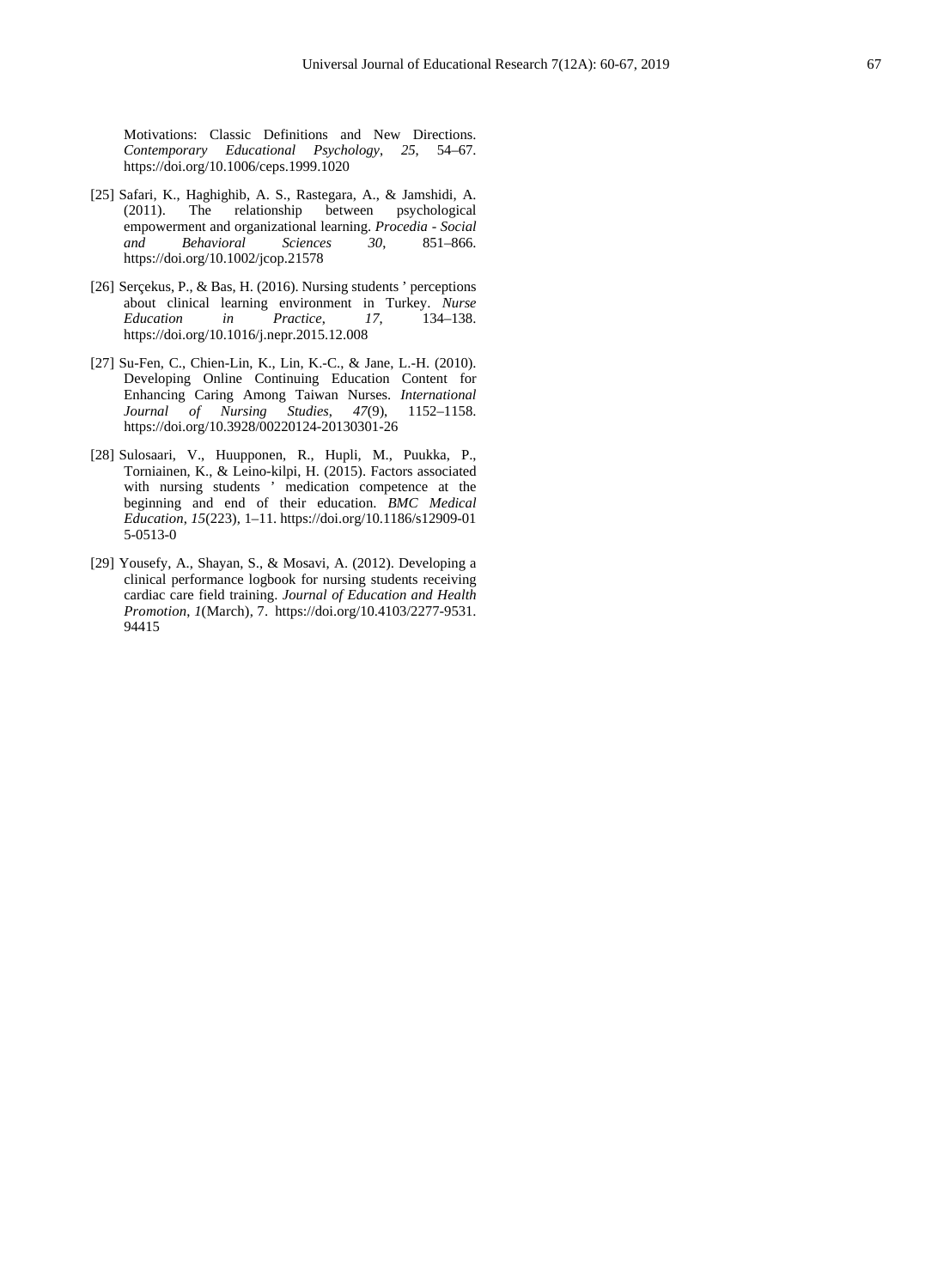Motivations: Classic Definitions and New Directions. *Contemporary Educational Psychology*, *25*, 54–67. https://doi.org/10.1006/ceps.1999.1020

[25] Safari, K., Haghighib, A. S., Rastegara, A., & Jamshidi, A. (2011). The relationship between psychological empowerment and organizational learning. *Procedia - Social and Behavioral Sciences 30*, 851–866. https://doi.org/10.1002/jcop.21578

[26] Serçekus, P., & Bas, H. (2016). Nursing students ' perceptions about clinical learning environment in Turkey. *Nurse Education in Practice*, *17*, 134–138. https://doi.org/10.1016/j.nepr.2015.12.008

[27] Su-Fen, C., Chien-Lin, K., Lin, K.-C., & Jane, L.-H. (2010). Developing Online Continuing Education Content for Enhancing Caring Among Taiwan Nurses. *International Journal of Nursing Studies*, *47*(9), 1152–1158. https://doi.org/10.3928/00220124-20130301-26

[28] Sulosaari, V., Huupponen, R., Hupli, M., Puukka, P., Torniainen, K., & Leino-kilpi, H. (2015). Factors associated with nursing students ' medication competence at the beginning and end of their education. *BMC Medical Education*, *15*(223), 1–11. https://doi.org/10.1186/s12909-015-0513-0

[29] Yousefy, A., Shayan, S., & Mosavi, A. (2012). Developing a clinical performance logbook for nursing students receiving cardiac care field training. *Journal of Education and Health Promotion*, *1*(March), 7. https://doi.org/10.4103/2277-9531.94415